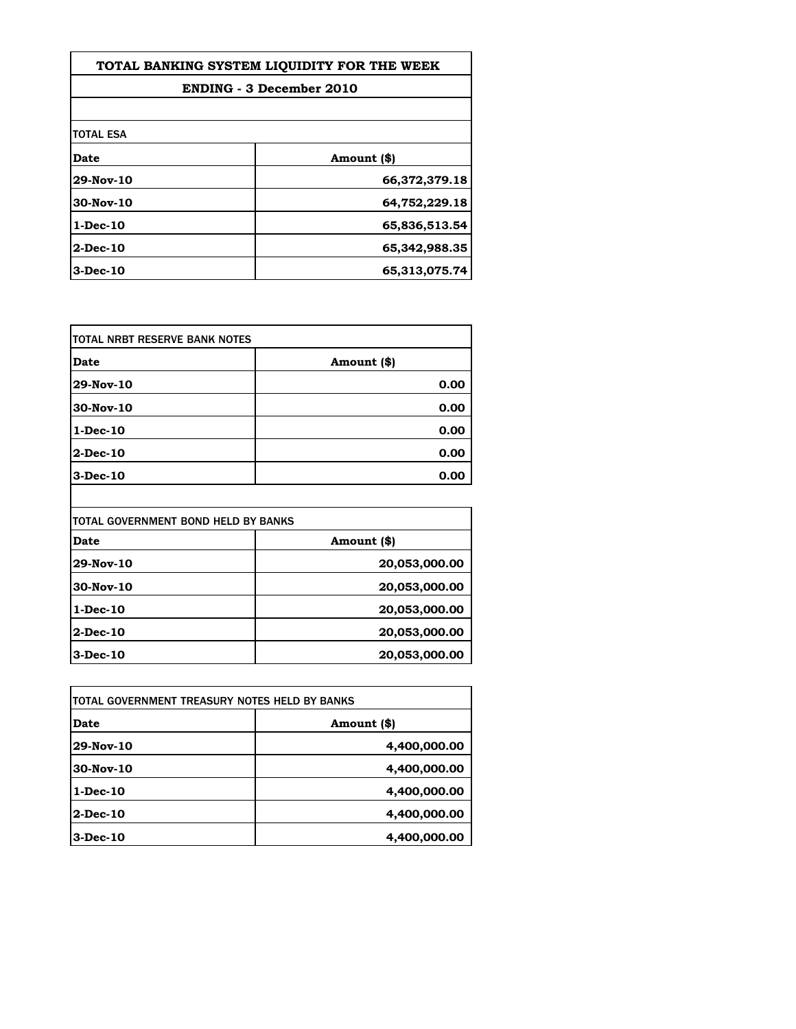# TOTAL BANKING SYSTEM LIQUIDITY FOR THE WEEK

## ENDING - 3 December 2010

TOTAL ESA

| Date | Amount ($) |
|---|---|
| 29-Nov-10 | 66,372,379.18 |
| 30-Nov-10 | 64,752,229.18 |
| 1-Dec-10 | 65,836,513.54 |
| 2-Dec-10 | 65,342,988.35 |
| 3-Dec-10 | 65,313,075.74 |

TOTAL NRBT RESERVE BANK NOTES

| Date | Amount ($) |
|---|---|
| 29-Nov-10 | 0.00 |
| 30-Nov-10 | 0.00 |
| 1-Dec-10 | 0.00 |
| 2-Dec-10 | 0.00 |
| 3-Dec-10 | 0.00 |

TOTAL GOVERNMENT BOND HELD BY BANKS

| Date | Amount ($) |
|---|---|
| 29-Nov-10 | 20,053,000.00 |
| 30-Nov-10 | 20,053,000.00 |
| 1-Dec-10 | 20,053,000.00 |
| 2-Dec-10 | 20,053,000.00 |
| 3-Dec-10 | 20,053,000.00 |

TOTAL GOVERNMENT TREASURY NOTES HELD BY BANKS

| Date | Amount ($) |
|---|---|
| 29-Nov-10 | 4,400,000.00 |
| 30-Nov-10 | 4,400,000.00 |
| 1-Dec-10 | 4,400,000.00 |
| 2-Dec-10 | 4,400,000.00 |
| 3-Dec-10 | 4,400,000.00 |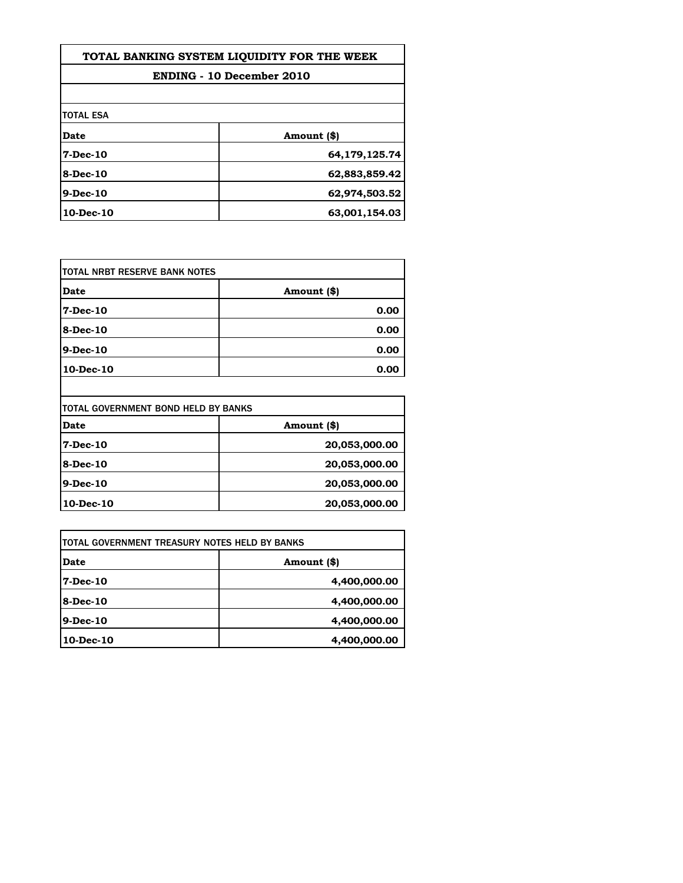# TOTAL BANKING SYSTEM LIQUIDITY FOR THE WEEK

## ENDING - 10 December 2010

TOTAL ESA

| Date | Amount ($) |
|---|---|
| 7-Dec-10 | 64,179,125.74 |
| 8-Dec-10 | 62,883,859.42 |
| 9-Dec-10 | 62,974,503.52 |
| 10-Dec-10 | 63,001,154.03 |

TOTAL NRBT RESERVE BANK NOTES

| Date | Amount ($) |
|---|---|
| 7-Dec-10 | 0.00 |
| 8-Dec-10 | 0.00 |
| 9-Dec-10 | 0.00 |
| 10-Dec-10 | 0.00 |

TOTAL GOVERNMENT BOND HELD BY BANKS

| Date | Amount ($) |
|---|---|
| 7-Dec-10 | 20,053,000.00 |
| 8-Dec-10 | 20,053,000.00 |
| 9-Dec-10 | 20,053,000.00 |
| 10-Dec-10 | 20,053,000.00 |

TOTAL GOVERNMENT TREASURY NOTES HELD BY BANKS

| Date | Amount ($) |
|---|---|
| 7-Dec-10 | 4,400,000.00 |
| 8-Dec-10 | 4,400,000.00 |
| 9-Dec-10 | 4,400,000.00 |
| 10-Dec-10 | 4,400,000.00 |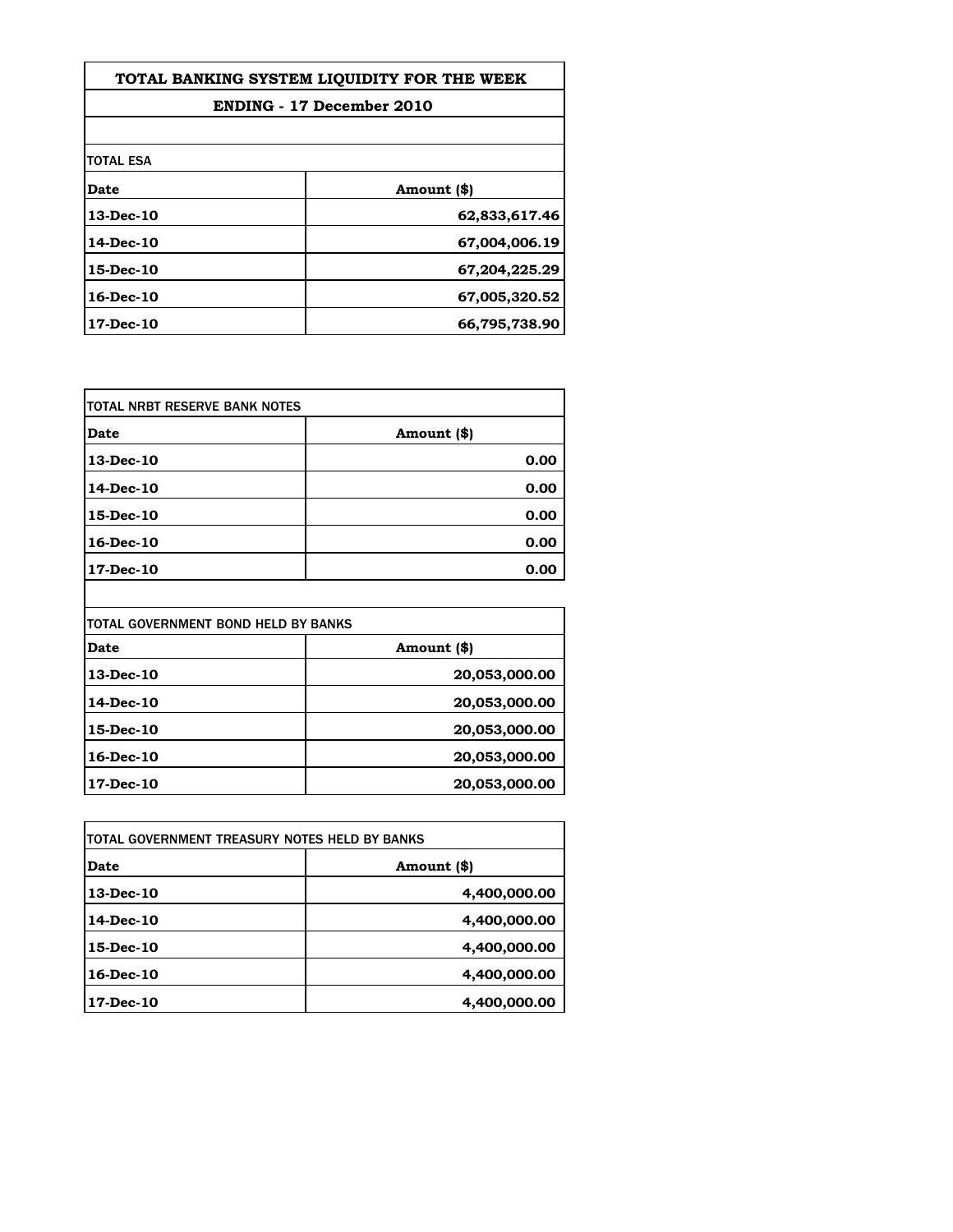# TOTAL BANKING SYSTEM LIQUIDITY FOR THE WEEK

## ENDING - 17 December 2010

| TOTAL ESA | |
|---|---|
| **Date** | **Amount ($)** |
| **13-Dec-10** | **62,833,617.46** |
| **14-Dec-10** | **67,004,006.19** |
| **15-Dec-10** | **67,204,225.29** |
| **16-Dec-10** | **67,005,320.52** |
| **17-Dec-10** | **66,795,738.90** |

| TOTAL NRBT RESERVE BANK NOTES | |
|---|---|
| **Date** | **Amount ($)** |
| **13-Dec-10** | **0.00** |
| **14-Dec-10** | **0.00** |
| **15-Dec-10** | **0.00** |
| **16-Dec-10** | **0.00** |
| **17-Dec-10** | **0.00** |

| TOTAL GOVERNMENT BOND HELD BY BANKS | |
|---|---|
| **Date** | **Amount ($)** |
| **13-Dec-10** | **20,053,000.00** |
| **14-Dec-10** | **20,053,000.00** |
| **15-Dec-10** | **20,053,000.00** |
| **16-Dec-10** | **20,053,000.00** |
| **17-Dec-10** | **20,053,000.00** |

| TOTAL GOVERNMENT TREASURY NOTES HELD BY BANKS | |
|---|---|
| **Date** | **Amount ($)** |
| **13-Dec-10** | **4,400,000.00** |
| **14-Dec-10** | **4,400,000.00** |
| **15-Dec-10** | **4,400,000.00** |
| **16-Dec-10** | **4,400,000.00** |
| **17-Dec-10** | **4,400,000.00** |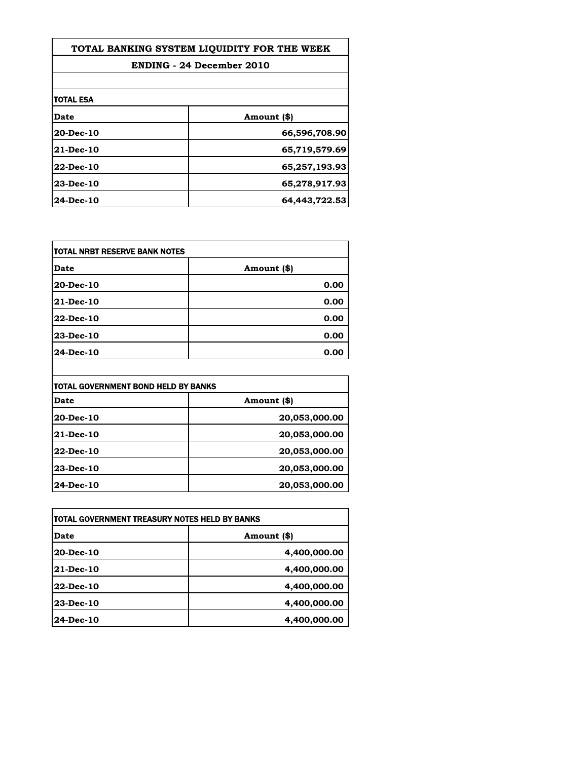# TOTAL BANKING SYSTEM LIQUIDITY FOR THE WEEK

## ENDING - 24 December 2010

**TOTAL ESA**

| Date | Amount ($) |
|---|---|
| 20-Dec-10 | 66,596,708.90 |
| 21-Dec-10 | 65,719,579.69 |
| 22-Dec-10 | 65,257,193.93 |
| 23-Dec-10 | 65,278,917.93 |
| 24-Dec-10 | 64,443,722.53 |

**TOTAL NRBT RESERVE BANK NOTES**

| Date | Amount ($) |
|---|---|
| 20-Dec-10 | 0.00 |
| 21-Dec-10 | 0.00 |
| 22-Dec-10 | 0.00 |
| 23-Dec-10 | 0.00 |
| 24-Dec-10 | 0.00 |

**TOTAL GOVERNMENT BOND HELD BY BANKS**

| Date | Amount ($) |
|---|---|
| 20-Dec-10 | 20,053,000.00 |
| 21-Dec-10 | 20,053,000.00 |
| 22-Dec-10 | 20,053,000.00 |
| 23-Dec-10 | 20,053,000.00 |
| 24-Dec-10 | 20,053,000.00 |

**TOTAL GOVERNMENT TREASURY NOTES HELD BY BANKS**

| Date | Amount ($) |
|---|---|
| 20-Dec-10 | 4,400,000.00 |
| 21-Dec-10 | 4,400,000.00 |
| 22-Dec-10 | 4,400,000.00 |
| 23-Dec-10 | 4,400,000.00 |
| 24-Dec-10 | 4,400,000.00 |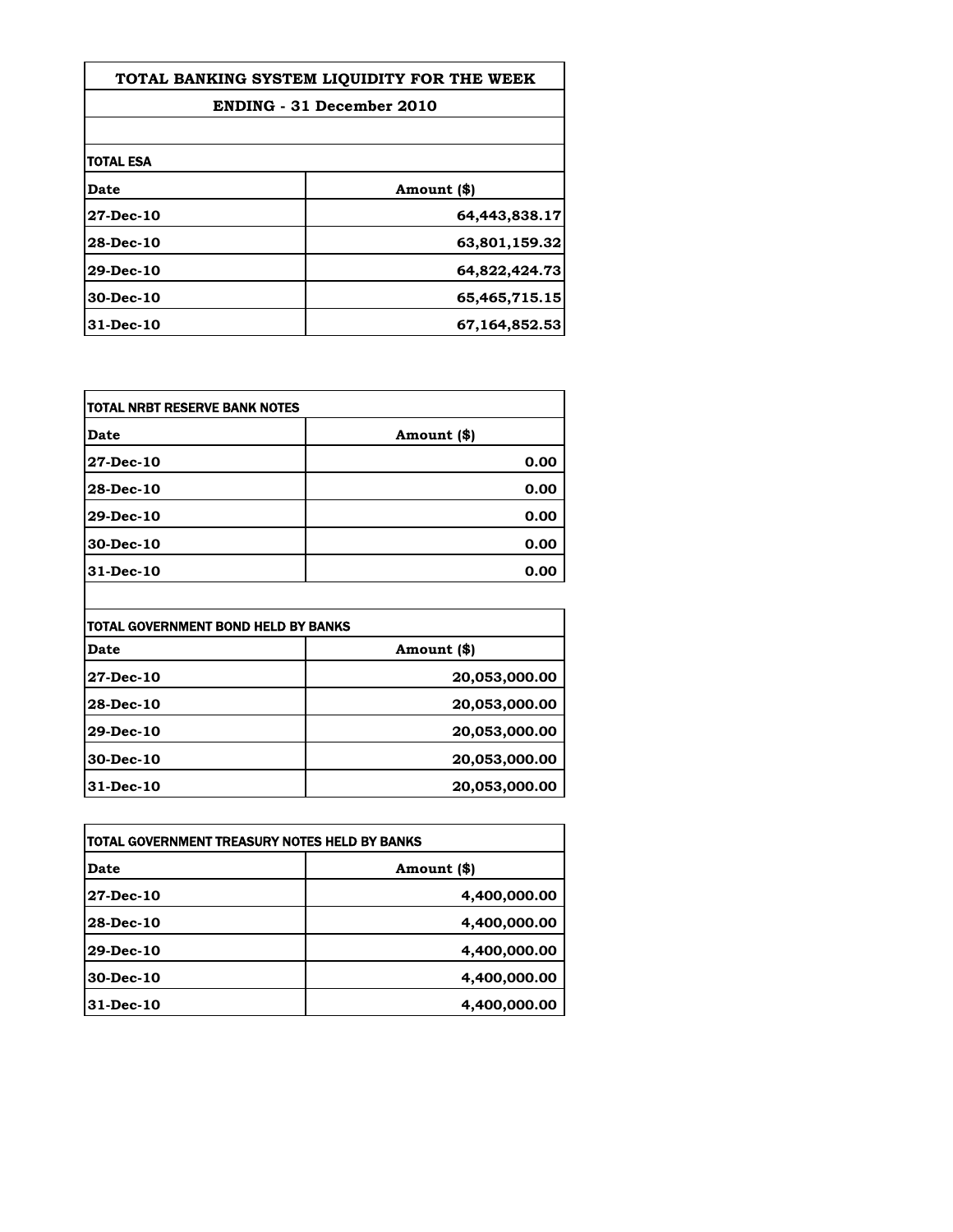# TOTAL BANKING SYSTEM LIQUIDITY FOR THE WEEK

## ENDING - 31 December 2010

**TOTAL ESA**

| Date | Amount ($) |
|---|---|
| 27-Dec-10 | 64,443,838.17 |
| 28-Dec-10 | 63,801,159.32 |
| 29-Dec-10 | 64,822,424.73 |
| 30-Dec-10 | 65,465,715.15 |
| 31-Dec-10 | 67,164,852.53 |

**TOTAL NRBT RESERVE BANK NOTES**

| Date | Amount ($) |
|---|---|
| 27-Dec-10 | 0.00 |
| 28-Dec-10 | 0.00 |
| 29-Dec-10 | 0.00 |
| 30-Dec-10 | 0.00 |
| 31-Dec-10 | 0.00 |

**TOTAL GOVERNMENT BOND HELD BY BANKS**

| Date | Amount ($) |
|---|---|
| 27-Dec-10 | 20,053,000.00 |
| 28-Dec-10 | 20,053,000.00 |
| 29-Dec-10 | 20,053,000.00 |
| 30-Dec-10 | 20,053,000.00 |
| 31-Dec-10 | 20,053,000.00 |

**TOTAL GOVERNMENT TREASURY NOTES HELD BY BANKS**

| Date | Amount ($) |
|---|---|
| 27-Dec-10 | 4,400,000.00 |
| 28-Dec-10 | 4,400,000.00 |
| 29-Dec-10 | 4,400,000.00 |
| 30-Dec-10 | 4,400,000.00 |
| 31-Dec-10 | 4,400,000.00 |